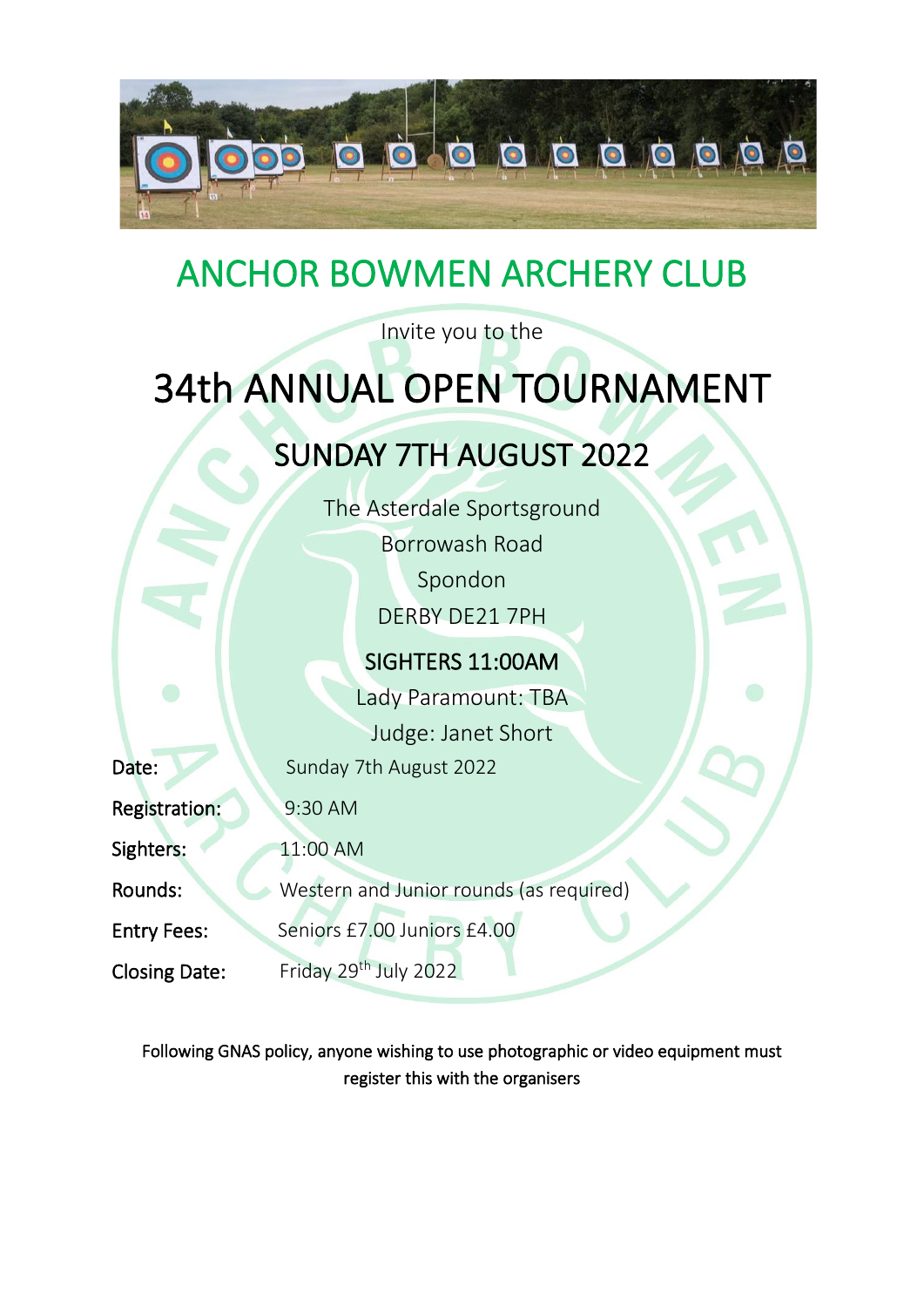# ANCHOR BOWMEN ARCHERY CLUB

Invite you to the

# 34th ANNUAL OPEN TOURNAMENT

## SUNDAY 7TH AUGUST 2022

The Asterdale Sportsground
Borrowash Road
Spondon
DERBY DE21 7PH

**SIGHTERS 11:00AM**

Lady Paramount: TBA
Judge: Janet Short

| | |
|---|---|
| Date: | Sunday 7th August 2022 |
| Registration: | 9:30 AM |
| Sighters: | 11:00 AM |
| Rounds: | Western and Junior rounds (as required) |
| Entry Fees: | Seniors £7.00 Juniors £4.00 |
| Closing Date: | Friday 29th July 2022 |

Following GNAS policy, anyone wishing to use photographic or video equipment must register this with the organisers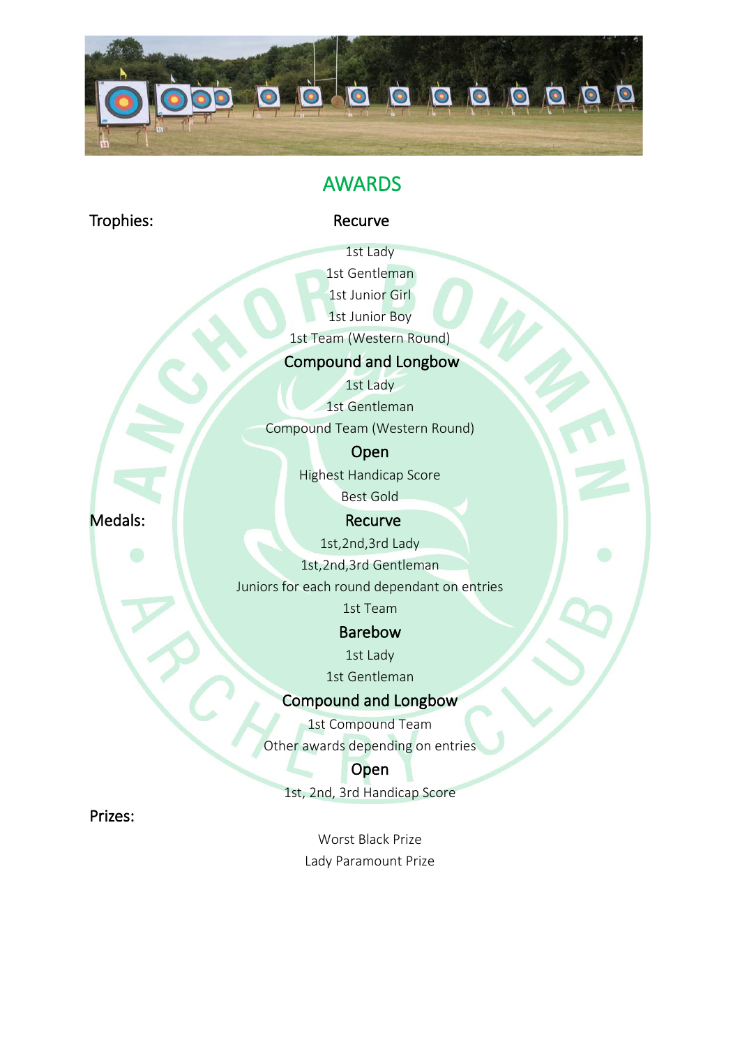# AWARDS

**Trophies:**

### Recurve

1st Lady
1st Gentleman
1st Junior Girl
1st Junior Boy
1st Team (Western Round)

### Compound and Longbow

1st Lady
1st Gentleman
Compound Team (Western Round)

### Open

Highest Handicap Score
Best Gold

**Medals:**

### Recurve

1st,2nd,3rd Lady
1st,2nd,3rd Gentleman
Juniors for each round dependant on entries
1st Team

### Barebow

1st Lady
1st Gentleman

### Compound and Longbow

1st Compound Team
Other awards depending on entries

### Open

1st, 2nd, 3rd Handicap Score

**Prizes:**

Worst Black Prize
Lady Paramount Prize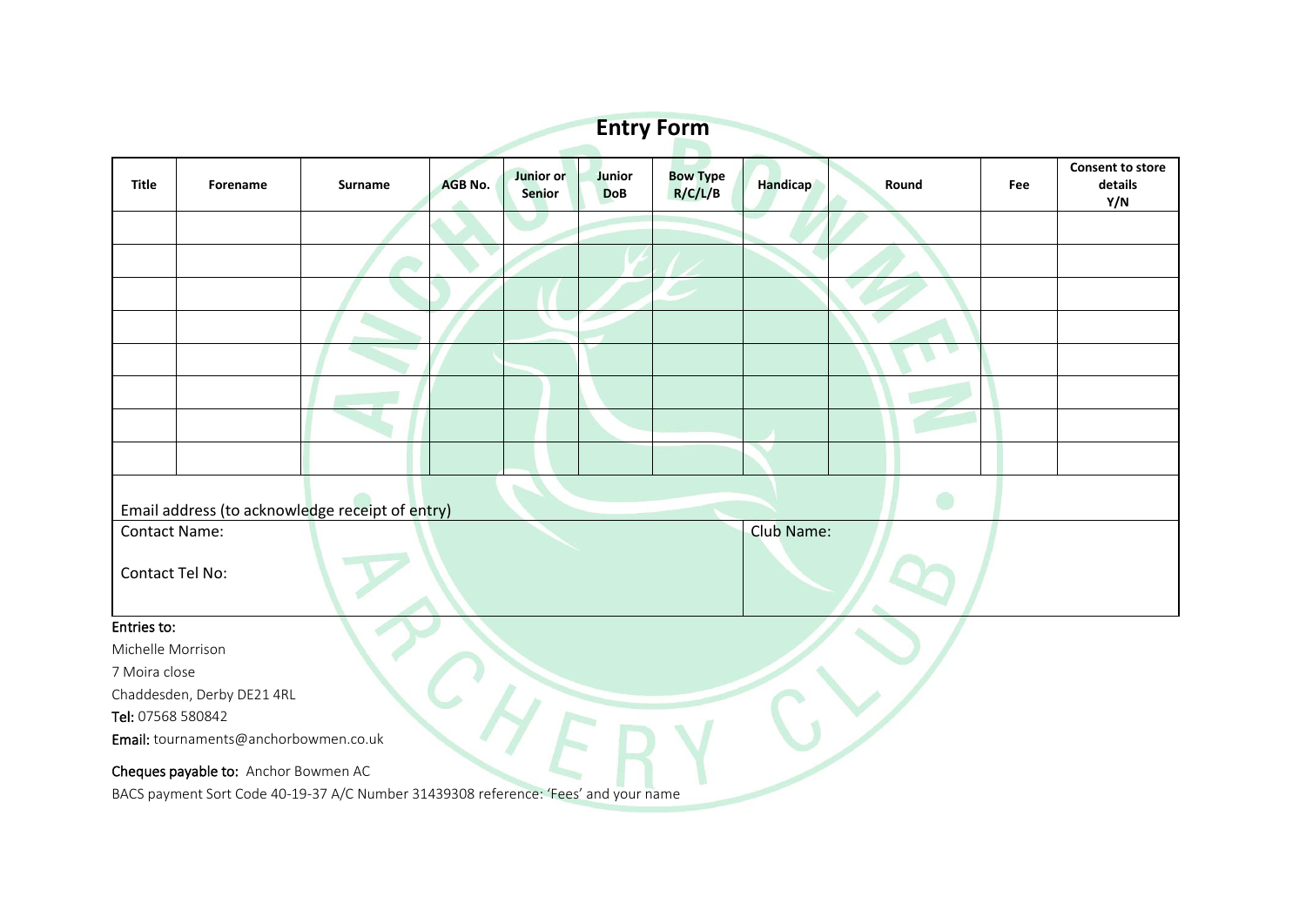# Entry Form

| Title | Forename | Surname | AGB No. | Junior or Senior | Junior DoB | Bow Type R/C/L/B | Handicap | Round | Fee | Consent to store details Y/N |
|---|---|---|---|---|---|---|---|---|---|---|
| | | | | | | | | | | |
| | | | | | | | | | | |
| | | | | | | | | | | |
| | | | | | | | | | | |
| | | | | | | | | | | |
| | | | | | | | | | | |
| | | | | | | | | | | |
| | | | | | | | | | | |

Email address (to acknowledge receipt of entry)

Contact Name:

Contact Tel No:

Club Name:

**Entries to:**

Michelle Morrison

7 Moira close

Chaddesden, Derby DE21 4RL

**Tel:** 07568 580842

**Email:** tournaments@anchorbowmen.co.uk

**Cheques payable to:** Anchor Bowmen AC

BACS payment Sort Code 40-19-37 A/C Number 31439308 reference: 'Fees' and your name